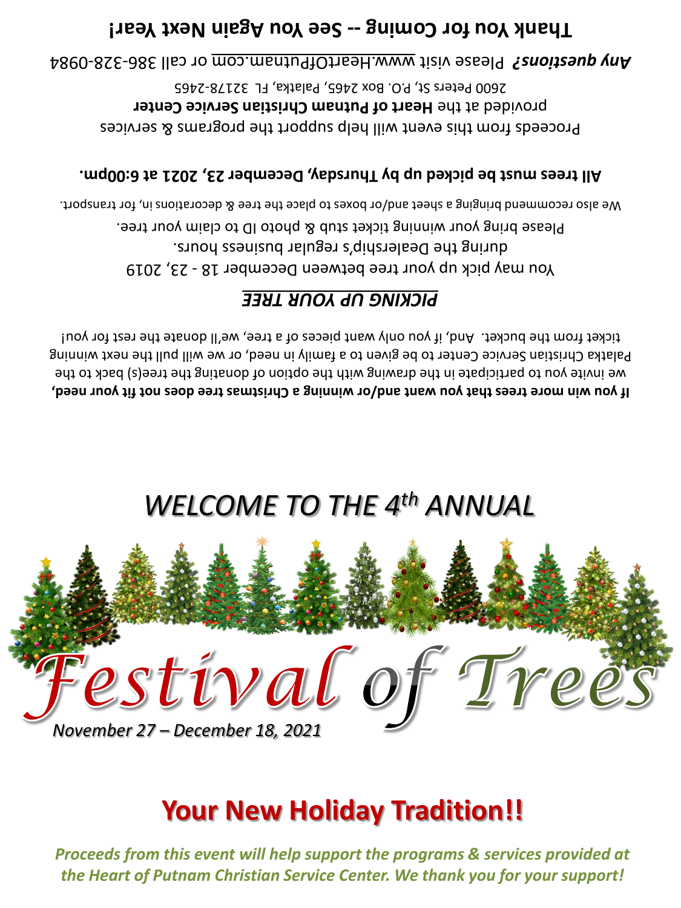**Thank You for Coming -- See You Again Next Year!**

***Any questions?*** Please visit www.HeartOfPutnam.com or call 386-328-0984

Proceeds from this event will help support the programs & services provided at the **Heart of Putnam Christian Service Center**
2600 Peters St, P.O. Box 2465, Palatka, FL 32178-2465

**All trees must be picked up by Thursday, December 23, 2021 at 6:00pm.**

We also recommend bringing a sheet and/or boxes to place the tree & decorations in, for transport.

Please bring your winning ticket stub & photo ID to claim your tree.

You may pick up your tree between December 18 - 23, 2019 during the Dealership's regular business hours.

***PICKING UP YOUR TREE***

**If you win more trees that you want and/or winning a Christmas tree does not fit your need,** we invite you to participate in the drawing with the option of donating the tree(s) back to the Palatka Christian Service Center to be given to a family in need, or we will pull the next winning ticket from the bucket. And, if you only want pieces of a tree, we'll donate the rest for you!

*WELCOME TO THE 4th ANNUAL*

# *Festival of Trees*

*November 27 – December 18, 2021*

## Your New Holiday Tradition!!

***Proceeds from this event will help support the programs & services provided at the Heart of Putnam Christian Service Center. We thank you for your support!***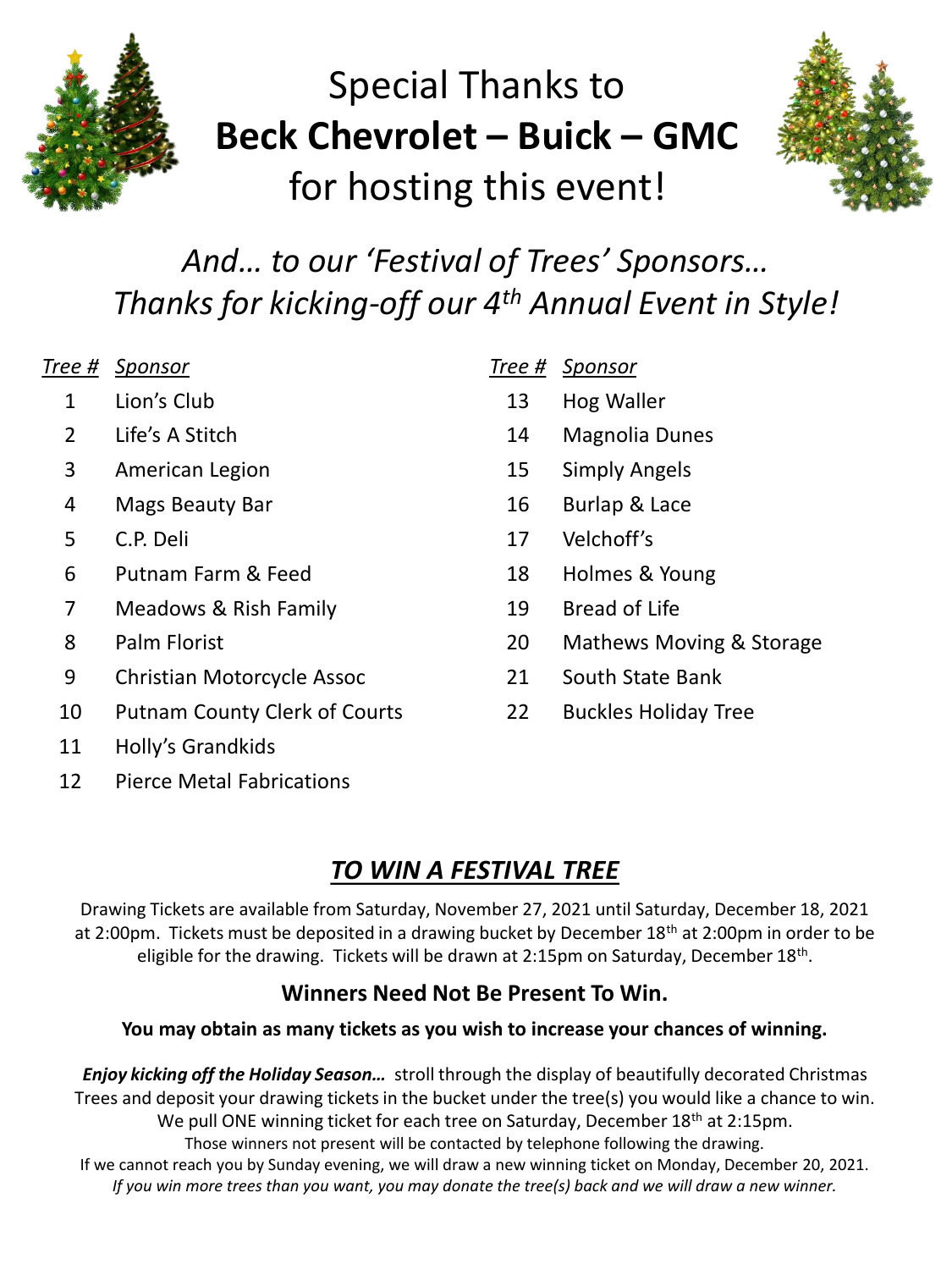# Special Thanks to **Beck Chevrolet – Buick – GMC** for hosting this event!

## *And… to our 'Festival of Trees' Sponsors… Thanks for kicking-off our 4th Annual Event in Style!*

| *Tree #* | *Sponsor* |
|---|---|
| 1 | Lion's Club |
| 2 | Life's A Stitch |
| 3 | American Legion |
| 4 | Mags Beauty Bar |
| 5 | C.P. Deli |
| 6 | Putnam Farm & Feed |
| 7 | Meadows & Rish Family |
| 8 | Palm Florist |
| 9 | Christian Motorcycle Assoc |
| 10 | Putnam County Clerk of Courts |
| 11 | Holly's Grandkids |
| 12 | Pierce Metal Fabrications |
| 13 | Hog Waller |
| 14 | Magnolia Dunes |
| 15 | Simply Angels |
| 16 | Burlap & Lace |
| 17 | Velchoff's |
| 18 | Holmes & Young |
| 19 | Bread of Life |
| 20 | Mathews Moving & Storage |
| 21 | South State Bank |
| 22 | Buckles Holiday Tree |

## *TO WIN A FESTIVAL TREE*

Drawing Tickets are available from Saturday, November 27, 2021 until Saturday, December 18, 2021 at 2:00pm. Tickets must be deposited in a drawing bucket by December 18th at 2:00pm in order to be eligible for the drawing. Tickets will be drawn at 2:15pm on Saturday, December 18th.

### Winners Need Not Be Present To Win.

**You may obtain as many tickets as you wish to increase your chances of winning.**

***Enjoy kicking off the Holiday Season…*** stroll through the display of beautifully decorated Christmas Trees and deposit your drawing tickets in the bucket under the tree(s) you would like a chance to win. We pull ONE winning ticket for each tree on Saturday, December 18th at 2:15pm.

Those winners not present will be contacted by telephone following the drawing.

If we cannot reach you by Sunday evening, we will draw a new winning ticket on Monday, December 20, 2021.

*If you win more trees than you want, you may donate the tree(s) back and we will draw a new winner.*